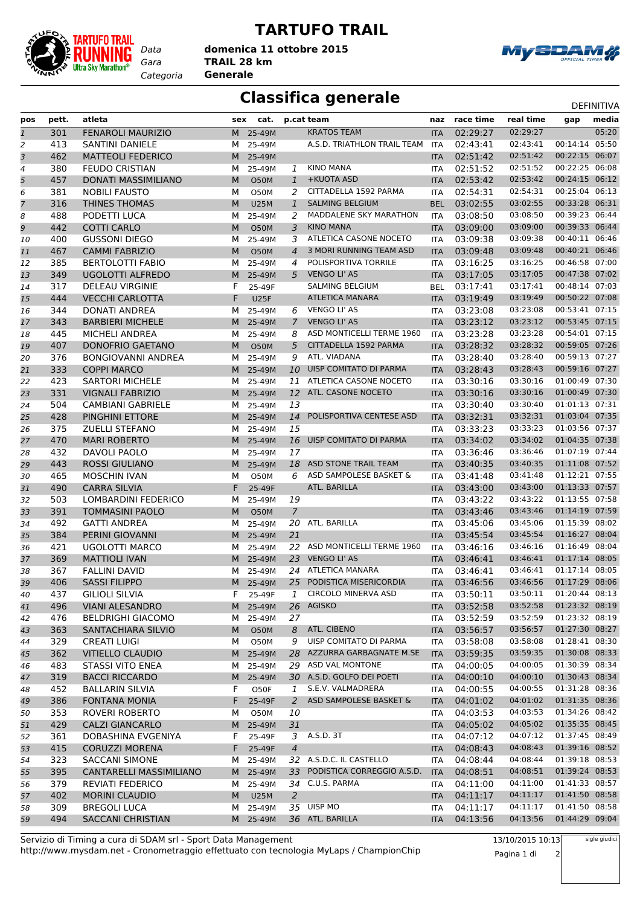# TARTUFO TRAIL

Data: domenica 11 ottobre 2015
Gara: TRAIL 28 km
Categoria: Generale

## Classifica generale

DEFINITIVA

| pos | pett. | atleta | sex | cat. | p.cat | team | naz | race time | real time | gap | media |
|---|---|---|---|---|---|---|---|---|---|---|---|
| 1 | 301 | FENAROLI MAURIZIO | M | 25-49M | | KRATOS TEAM | ITA | 02:29:27 | 02:29:27 | | 05:20 |
| 2 | 413 | SANTINI DANIELE | M | 25-49M | | A.S.D. TRIATHLON TRAIL TEAM | ITA | 02:43:41 | 02:43:41 | 00:14:14 | 05:50 |
| 3 | 462 | MATTEOLI FEDERICO | M | 25-49M | | | ITA | 02:51:42 | 02:51:42 | 00:22:15 | 06:07 |
| 4 | 380 | FEUDO CRISTIAN | M | 25-49M | 1 | KINO MANA | ITA | 02:51:52 | 02:51:52 | 00:22:25 | 06:08 |
| 5 | 457 | DONATI MASSIMILIANO | M | O50M | 1 | +KUOTA ASD | ITA | 02:53:42 | 02:53:42 | 00:24:15 | 06:12 |
| 6 | 381 | NOBILI FAUSTO | M | O50M | 2 | CITTADELLA 1592 PARMA | ITA | 02:54:31 | 02:54:31 | 00:25:04 | 06:13 |
| 7 | 316 | THINES THOMAS | M | U25M | 1 | SALMING BELGIUM | BEL | 03:02:55 | 03:02:55 | 00:33:28 | 06:31 |
| 8 | 488 | PODETTI LUCA | M | 25-49M | 2 | MADDALENE SKY MARATHON | ITA | 03:08:50 | 03:08:50 | 00:39:23 | 06:44 |
| 9 | 442 | COTTI CARLO | M | O50M | 3 | KINO MANA | ITA | 03:09:00 | 03:09:00 | 00:39:33 | 06:44 |
| 10 | 400 | GUSSONI DIEGO | M | 25-49M | 3 | ATLETICA CASONE NOCETO | ITA | 03:09:38 | 03:09:38 | 00:40:11 | 06:46 |
| 11 | 467 | CAMMI FABRIZIO | M | O50M | 4 | 3 MORI RUNNING TEAM ASD | ITA | 03:09:48 | 03:09:48 | 00:40:21 | 06:46 |
| 12 | 385 | BERTOLOTTI FABIO | M | 25-49M | 4 | POLISPORTIVA TORRILE | ITA | 03:16:25 | 03:16:25 | 00:46:58 | 07:00 |
| 13 | 349 | UGOLOTTI ALFREDO | M | 25-49M | 5 | VENGO LI' AS | ITA | 03:17:05 | 03:17:05 | 00:47:38 | 07:02 |
| 14 | 317 | DELEAU VIRGINIE | F | 25-49F | | SALMING BELGIUM | BEL | 03:17:41 | 03:17:41 | 00:48:14 | 07:03 |
| 15 | 444 | VECCHI CARLOTTA | F | U25F | | ATLETICA MANARA | ITA | 03:19:49 | 03:19:49 | 00:50:22 | 07:08 |
| 16 | 344 | DONATI ANDREA | M | 25-49M | 6 | VENGO LI' AS | ITA | 03:23:08 | 03:23:08 | 00:53:41 | 07:15 |
| 17 | 343 | BARBIERI MICHELE | M | 25-49M | 7 | VENGO LI' AS | ITA | 03:23:12 | 03:23:12 | 00:53:45 | 07:15 |
| 18 | 445 | MICHELI ANDREA | M | 25-49M | 8 | ASD MONTICELLI TERME 1960 | ITA | 03:23:28 | 03:23:28 | 00:54:01 | 07:15 |
| 19 | 407 | DONOFRIO GAETANO | M | O50M | 5 | CITTADELLA 1592 PARMA | ITA | 03:28:32 | 03:28:32 | 00:59:05 | 07:26 |
| 20 | 376 | BONGIOVANNI ANDREA | M | 25-49M | 9 | ATL. VIADANA | ITA | 03:28:40 | 03:28:40 | 00:59:13 | 07:27 |
| 21 | 333 | COPPI MARCO | M | 25-49M | 10 | UISP COMITATO DI PARMA | ITA | 03:28:43 | 03:28:43 | 00:59:16 | 07:27 |
| 22 | 423 | SARTORI MICHELE | M | 25-49M | 11 | ATLETICA CASONE NOCETO | ITA | 03:30:16 | 03:30:16 | 01:00:49 | 07:30 |
| 23 | 331 | VIGNALI FABRIZIO | M | 25-49M | 12 | ATL. CASONE NOCETO | ITA | 03:30:16 | 03:30:16 | 01:00:49 | 07:30 |
| 24 | 504 | CAMBIANI GABRIELE | M | 25-49M | 13 | | ITA | 03:30:40 | 03:30:40 | 01:01:13 | 07:31 |
| 25 | 428 | PINGHINI ETTORE | M | 25-49M | 14 | POLISPORTIVA CENTESE ASD | ITA | 03:32:31 | 03:32:31 | 01:03:04 | 07:35 |
| 26 | 375 | ZUELLI STEFANO | M | 25-49M | 15 | | ITA | 03:33:23 | 03:33:23 | 01:03:56 | 07:37 |
| 27 | 470 | MARI ROBERTO | M | 25-49M | 16 | UISP COMITATO DI PARMA | ITA | 03:34:02 | 03:34:02 | 01:04:35 | 07:38 |
| 28 | 432 | DAVOLI PAOLO | M | 25-49M | 17 | | ITA | 03:36:46 | 03:36:46 | 01:07:19 | 07:44 |
| 29 | 443 | ROSSI GIULIANO | M | 25-49M | 18 | ASD STONE TRAIL TEAM | ITA | 03:40:35 | 03:40:35 | 01:11:08 | 07:52 |
| 30 | 465 | MOSCHIN IVAN | M | O50M | 6 | ASD SAMPOLESE BASKET & | ITA | 03:41:48 | 03:41:48 | 01:12:21 | 07:55 |
| 31 | 490 | CARRA SILVIA | F | 25-49F | | ATL. BARILLA | ITA | 03:43:00 | 03:43:00 | 01:13:33 | 07:57 |
| 32 | 503 | LOMBARDINI FEDERICO | M | 25-49M | 19 | | ITA | 03:43:22 | 03:43:22 | 01:13:55 | 07:58 |
| 33 | 391 | TOMMASINI PAOLO | M | O50M | 7 | | ITA | 03:43:46 | 03:43:46 | 01:14:19 | 07:59 |
| 34 | 492 | GATTI ANDREA | M | 25-49M | 20 | ATL. BARILLA | ITA | 03:45:06 | 03:45:06 | 01:15:39 | 08:02 |
| 35 | 384 | PERINI GIOVANNI | M | 25-49M | 21 | | ITA | 03:45:54 | 03:45:54 | 01:16:27 | 08:04 |
| 36 | 421 | UGOLOTTI MARCO | M | 25-49M | 22 | ASD MONTICELLI TERME 1960 | ITA | 03:46:16 | 03:46:16 | 01:16:49 | 08:04 |
| 37 | 369 | MATTIOLI IVAN | M | 25-49M | 23 | VENGO LI' AS | ITA | 03:46:41 | 03:46:41 | 01:17:14 | 08:05 |
| 38 | 367 | FALLINI DAVID | M | 25-49M | 24 | ATLETICA MANARA | ITA | 03:46:41 | 03:46:41 | 01:17:14 | 08:05 |
| 39 | 406 | SASSI FILIPPO | M | 25-49M | 25 | PODISTICA MISERICORDIA | ITA | 03:46:56 | 03:46:56 | 01:17:29 | 08:06 |
| 40 | 437 | GILIOLI SILVIA | F | 25-49F | 1 | CIRCOLO MINERVA ASD | ITA | 03:50:11 | 03:50:11 | 01:20:44 | 08:13 |
| 41 | 496 | VIANI ALESANDRO | M | 25-49M | 26 | AGISKO | ITA | 03:52:58 | 03:52:58 | 01:23:32 | 08:19 |
| 42 | 476 | BELDRIGHI GIACOMO | M | 25-49M | 27 | | ITA | 03:52:59 | 03:52:59 | 01:23:32 | 08:19 |
| 43 | 363 | SANTACHIARA SILVIO | M | O50M | 8 | ATL. CIBENO | ITA | 03:56:57 | 03:56:57 | 01:27:30 | 08:27 |
| 44 | 329 | CREATI LUIGI | M | O50M | 9 | UISP COMITATO DI PARMA | ITA | 03:58:08 | 03:58:08 | 01:28:41 | 08:30 |
| 45 | 362 | VITIELLO CLAUDIO | M | 25-49M | 28 | AZZURRA GARBAGNATE M.SE | ITA | 03:59:35 | 03:59:35 | 01:30:08 | 08:33 |
| 46 | 483 | STASSI VITO ENEA | M | 25-49M | 29 | ASD VAL MONTONE | ITA | 04:00:05 | 04:00:05 | 01:30:39 | 08:34 |
| 47 | 319 | BACCI RICCARDO | M | 25-49M | 30 | A.S.D. GOLFO DEI POETI | ITA | 04:00:10 | 04:00:10 | 01:30:43 | 08:34 |
| 48 | 452 | BALLARIN SILVIA | F | O50F | 1 | S.E.V. VALMADRERA | ITA | 04:00:55 | 04:00:55 | 01:31:28 | 08:36 |
| 49 | 386 | FONTANA MONIA | F | 25-49F | 2 | ASD SAMPOLESE BASKET & | ITA | 04:01:02 | 04:01:02 | 01:31:35 | 08:36 |
| 50 | 353 | ROVERI ROBERTO | M | O50M | 10 | | ITA | 04:03:53 | 04:03:53 | 01:34:26 | 08:42 |
| 51 | 429 | CALZI GIANCARLO | M | 25-49M | 31 | | ITA | 04:05:02 | 04:05:02 | 01:35:35 | 08:45 |
| 52 | 361 | DOBASHINA EVGENIYA | F | 25-49F | 3 | A.S.D. 3T | ITA | 04:07:12 | 04:07:12 | 01:37:45 | 08:49 |
| 53 | 415 | CORUZZI MORENA | F | 25-49F | 4 | | ITA | 04:08:43 | 04:08:43 | 01:39:16 | 08:52 |
| 54 | 323 | SACCANI SIMONE | M | 25-49M | 32 | A.S.D.C. IL CASTELLO | ITA | 04:08:44 | 04:08:44 | 01:39:18 | 08:53 |
| 55 | 395 | CANTARELLI MASSIMILIANO | M | 25-49M | 33 | PODISTICA CORREGGIO A.S.D. | ITA | 04:08:51 | 04:08:51 | 01:39:24 | 08:53 |
| 56 | 379 | REVIATI FEDERICO | M | 25-49M | 34 | C.U.S. PARMA | ITA | 04:11:00 | 04:11:00 | 01:41:33 | 08:57 |
| 57 | 402 | MORINI CLAUDIO | M | U25M | 2 | | ITA | 04:11:17 | 04:11:17 | 01:41:50 | 08:58 |
| 58 | 309 | BREGOLI LUCA | M | 25-49M | 35 | UISP MO | ITA | 04:11:17 | 04:11:17 | 01:41:50 | 08:58 |
| 59 | 494 | SACCANI CHRISTIAN | M | 25-49M | 36 | ATL. BARILLA | ITA | 04:13:56 | 04:13:56 | 01:44:29 | 09:04 |

Servizio di Timing a cura di SDAM srl - Sport Data Management
http://www.mysdam.net - Cronometraggio effettuato con tecnologia MyLaps / ChampionChip

13/10/2015 10:13

sigle giudici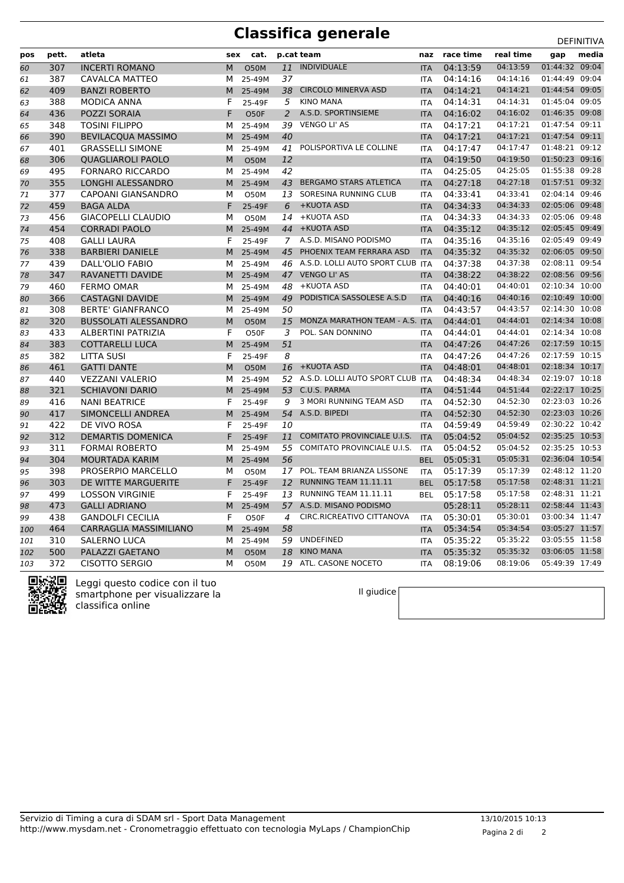# Classifica generale

DEFINITIVA

| pos | pett. | atleta | sex | cat. | p.cat | team | naz | race time | real time | gap | media |
|---|---|---|---|---|---|---|---|---|---|---|---|
| 60 | 307 | INCERTI ROMANO | M | O50M | 11 | INDIVIDUALE | ITA | 04:13:59 | 04:13:59 | 01:44:32 | 09:04 |
| 61 | 387 | CAVALCA MATTEO | M | 25-49M | 37 | | ITA | 04:14:16 | 04:14:16 | 01:44:49 | 09:04 |
| 62 | 409 | BANZI ROBERTO | M | 25-49M | 38 | CIRCOLO MINERVA ASD | ITA | 04:14:21 | 04:14:21 | 01:44:54 | 09:05 |
| 63 | 388 | MODICA ANNA | F | 25-49F | 5 | KINO MANA | ITA | 04:14:31 | 04:14:31 | 01:45:04 | 09:05 |
| 64 | 436 | POZZI SORAIA | F | O50F | 2 | A.S.D. SPORTINSIEME | ITA | 04:16:02 | 04:16:02 | 01:46:35 | 09:08 |
| 65 | 348 | TOSINI FILIPPO | M | 25-49M | 39 | VENGO LI' AS | ITA | 04:17:21 | 04:17:21 | 01:47:54 | 09:11 |
| 66 | 390 | BEVILACQUA MASSIMO | M | 25-49M | 40 | | ITA | 04:17:21 | 04:17:21 | 01:47:54 | 09:11 |
| 67 | 401 | GRASSELLI SIMONE | M | 25-49M | 41 | POLISPORTIVA LE COLLINE | ITA | 04:17:47 | 04:17:47 | 01:48:21 | 09:12 |
| 68 | 306 | QUAGLIAROLI PAOLO | M | O50M | 12 | | ITA | 04:19:50 | 04:19:50 | 01:50:23 | 09:16 |
| 69 | 495 | FORNARO RICCARDO | M | 25-49M | 42 | | ITA | 04:25:05 | 04:25:05 | 01:55:38 | 09:28 |
| 70 | 355 | LONGHI ALESSANDRO | M | 25-49M | 43 | BERGAMO STARS ATLETICA | ITA | 04:27:18 | 04:27:18 | 01:57:51 | 09:32 |
| 71 | 377 | CAPOANI GIANSANDRO | M | O50M | 13 | SORESINA RUNNING CLUB | ITA | 04:33:41 | 04:33:41 | 02:04:14 | 09:46 |
| 72 | 459 | BAGA ALDA | F | 25-49F | 6 | +KUOTA ASD | ITA | 04:34:33 | 04:34:33 | 02:05:06 | 09:48 |
| 73 | 456 | GIACOPELLI CLAUDIO | M | O50M | 14 | +KUOTA ASD | ITA | 04:34:33 | 04:34:33 | 02:05:06 | 09:48 |
| 74 | 454 | CORRADI PAOLO | M | 25-49M | 44 | +KUOTA ASD | ITA | 04:35:12 | 04:35:12 | 02:05:45 | 09:49 |
| 75 | 408 | GALLI LAURA | F | 25-49F | 7 | A.S.D. MISANO PODISMO | ITA | 04:35:16 | 04:35:16 | 02:05:49 | 09:49 |
| 76 | 338 | BARBIERI DANIELE | M | 25-49M | 45 | PHOENIX TEAM FERRARA ASD | ITA | 04:35:32 | 04:35:32 | 02:06:05 | 09:50 |
| 77 | 439 | DALL'OLIO FABIO | M | 25-49M | 46 | A.S.D. LOLLI AUTO SPORT CLUB | ITA | 04:37:38 | 04:37:38 | 02:08:11 | 09:54 |
| 78 | 347 | RAVANETTI DAVIDE | M | 25-49M | 47 | VENGO LI' AS | ITA | 04:38:22 | 04:38:22 | 02:08:56 | 09:56 |
| 79 | 460 | FERMO OMAR | M | 25-49M | 48 | +KUOTA ASD | ITA | 04:40:01 | 04:40:01 | 02:10:34 | 10:00 |
| 80 | 366 | CASTAGNI DAVIDE | M | 25-49M | 49 | PODISTICA SASSOLESE A.S.D | ITA | 04:40:16 | 04:40:16 | 02:10:49 | 10:00 |
| 81 | 308 | BERTE' GIANFRANCO | M | 25-49M | 50 | | ITA | 04:43:57 | 04:43:57 | 02:14:30 | 10:08 |
| 82 | 320 | BUSSOLATI ALESSANDRO | M | O50M | 15 | MONZA MARATHON TEAM - A.S. | ITA | 04:44:01 | 04:44:01 | 02:14:34 | 10:08 |
| 83 | 433 | ALBERTINI PATRIZIA | F | O50F | 3 | POL. SAN DONNINO | ITA | 04:44:01 | 04:44:01 | 02:14:34 | 10:08 |
| 84 | 383 | COTTARELLI LUCA | M | 25-49M | 51 | | ITA | 04:47:26 | 04:47:26 | 02:17:59 | 10:15 |
| 85 | 382 | LITTA SUSI | F | 25-49F | 8 | | ITA | 04:47:26 | 04:47:26 | 02:17:59 | 10:15 |
| 86 | 461 | GATTI DANTE | M | O50M | 16 | +KUOTA ASD | ITA | 04:48:01 | 04:48:01 | 02:18:34 | 10:17 |
| 87 | 440 | VEZZANI VALERIO | M | 25-49M | 52 | A.S.D. LOLLI AUTO SPORT CLUB | ITA | 04:48:34 | 04:48:34 | 02:19:07 | 10:18 |
| 88 | 321 | SCHIAVONI DARIO | M | 25-49M | 53 | C.U.S. PARMA | ITA | 04:51:44 | 04:51:44 | 02:22:17 | 10:25 |
| 89 | 416 | NANI BEATRICE | F | 25-49F | 9 | 3 MORI RUNNING TEAM ASD | ITA | 04:52:30 | 04:52:30 | 02:23:03 | 10:26 |
| 90 | 417 | SIMONCELLI ANDREA | M | 25-49M | 54 | A.S.D. BIPEDI | ITA | 04:52:30 | 04:52:30 | 02:23:03 | 10:26 |
| 91 | 422 | DE VIVO ROSA | F | 25-49F | 10 | | ITA | 04:59:49 | 04:59:49 | 02:30:22 | 10:42 |
| 92 | 312 | DEMARTIS DOMENICA | F | 25-49F | 11 | COMITATO PROVINCIALE U.I.S. | ITA | 05:04:52 | 05:04:52 | 02:35:25 | 10:53 |
| 93 | 311 | FORMAI ROBERTO | M | 25-49M | 55 | COMITATO PROVINCIALE U.I.S. | ITA | 05:04:52 | 05:04:52 | 02:35:25 | 10:53 |
| 94 | 304 | MOURTADA KARIM | M | 25-49M | 56 | | BEL | 05:05:31 | 05:05:31 | 02:36:04 | 10:54 |
| 95 | 398 | PROSERPIO MARCELLO | M | O50M | 17 | POL. TEAM BRIANZA LISSONE | ITA | 05:17:39 | 05:17:39 | 02:48:12 | 11:20 |
| 96 | 303 | DE WITTE MARGUERITE | F | 25-49F | 12 | RUNNING TEAM 11.11.11 | BEL | 05:17:58 | 05:17:58 | 02:48:31 | 11:21 |
| 97 | 499 | LOSSON VIRGINIE | F | 25-49F | 13 | RUNNING TEAM 11.11.11 | BEL | 05:17:58 | 05:17:58 | 02:48:31 | 11:21 |
| 98 | 473 | GALLI ADRIANO | M | 25-49M | 57 | A.S.D. MISANO PODISMO | | 05:28:11 | 05:28:11 | 02:58:44 | 11:43 |
| 99 | 438 | GANDOLFI CECILIA | F | O50F | 4 | CIRC.RICREATIVO CITTANOVA | ITA | 05:30:01 | 05:30:01 | 03:00:34 | 11:47 |
| 100 | 464 | CARRAGLIA MASSIMILIANO | M | 25-49M | 58 | | ITA | 05:34:54 | 05:34:54 | 03:05:27 | 11:57 |
| 101 | 310 | SALERNO LUCA | M | 25-49M | 59 | UNDEFINED | ITA | 05:35:22 | 05:35:22 | 03:05:55 | 11:58 |
| 102 | 500 | PALAZZI GAETANO | M | O50M | 18 | KINO MANA | ITA | 05:35:32 | 05:35:32 | 03:06:05 | 11:58 |
| 103 | 372 | CISOTTO SERGIO | M | O50M | 19 | ATL. CASONE NOCETO | ITA | 08:19:06 | 08:19:06 | 05:49:39 | 17:49 |

Leggi questo codice con il tuo smartphone per visualizzare la classifica online

Il giudice

Servizio di Timing a cura di SDAM srl - Sport Data Management
http://www.mysdam.net - Cronometraggio effettuato con tecnologia MyLaps / ChampionChip

13/10/2015 10:13